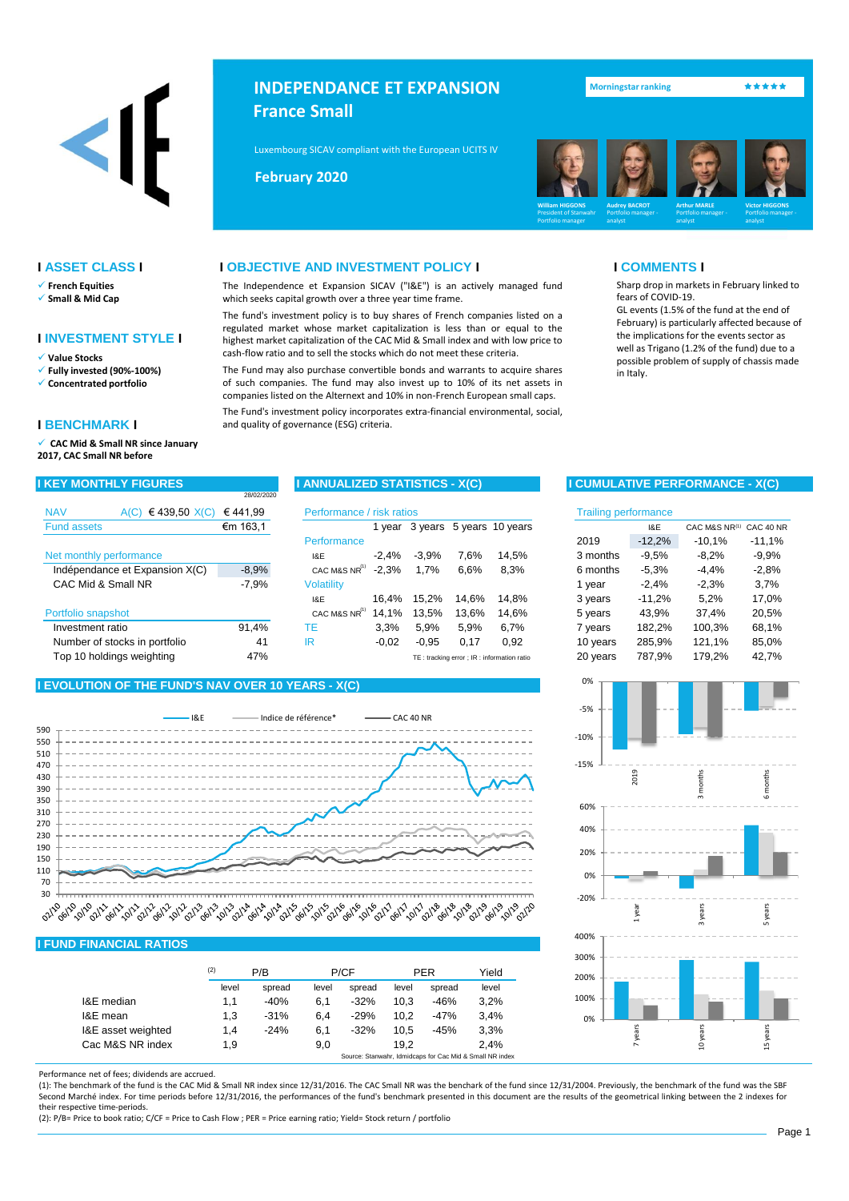# INDEPENDANCE ET EXPANSION
## France Small

Luxembourg SICAV compliant with the European UCITS IV

**February 2020**

Morningstar ranking ★★★★★

William HIGGONS – President of Stanwahr, Portfolio manager
Audrey BACROT – Portfolio manager - analyst
Arthur MARLE – Portfolio manager - analyst
Victor HIGGONS – Portfolio manager - analyst

## ASSET CLASS

- **French Equities**
- **Small & Mid Cap**

## INVESTMENT STYLE

- **Value Stocks**
- **Fully invested (90%-100%)**
- **Concentrated portfolio**

## BENCHMARK

- **CAC Mid & Small NR since January 2017, CAC Small NR before**

## OBJECTIVE AND INVESTMENT POLICY

The Independence et Expansion SICAV ("I&E") is an actively managed fund which seeks capital growth over a three year time frame.

The fund's investment policy is to buy shares of French companies listed on a regulated market whose market capitalization is less than or equal to the highest market capitalization of the CAC Mid & Small index and with low price to cash-flow ratio and to sell the stocks which do not meet these criteria.

The Fund may also purchase convertible bonds and warrants to acquire shares of such companies. The fund may also invest up to 10% of its net assets in companies listed on the Alternext and 10% in non-French European small caps.

The Fund's investment policy incorporates extra-financial environmental, social, and quality of governance (ESG) criteria.

## COMMENTS

Sharp drop in markets in February linked to fears of COVID-19.

GL events (1.5% of the fund at the end of February) is particularly affected because of the implications for the events sector as well as Trigano (1.2% of the fund) due to a possible problem of supply of chassis made in Italy.

## KEY MONTHLY FIGURES

28/02/2020

| | | |
|---|---|---|
| NAV | A(C) € 439,50 X(C) | € 441,99 |
| Fund assets | | €m 163,1 |
| **Net monthly performance** | | |
| Indépendance et Expansion X(C) | | -8,9% |
| CAC Mid & Small NR | | -7,9% |
| **Portfolio snapshot** | | |
| Investment ratio | | 91,4% |
| Number of stocks in portfolio | | 41 |
| Top 10 holdings weighting | | 47% |

## ANNUALIZED STATISTICS - X(C)

| Performance / risk ratios | 1 year | 3 years | 5 years | 10 years |
|---|---|---|---|---|
| **Performance** | | | | |
| I&E | -2,4% | -3,9% | 7,6% | 14,5% |
| CAC M&S NR[1] | -2,3% | 1,7% | 6,6% | 8,3% |
| **Volatility** | | | | |
| I&E | 16,4% | 15,2% | 14,6% | 14,8% |
| CAC M&S NR[1] | 14,1% | 13,5% | 13,6% | 14,6% |
| TE | 3,3% | 5,9% | 5,9% | 6,7% |
| IR | -0,02 | -0,95 | 0,17 | 0,92 |

TE : tracking error ; IR : information ratio

## CUMULATIVE PERFORMANCE - X(C)

| Trailing performance | I&E | CAC M&S NR[1] | CAC 40 NR |
|---|---|---|---|
| 2019 | -12,2% | -10,1% | -11,1% |
| 3 months | -9,5% | -8,2% | -9,9% |
| 6 months | -5,3% | -4,4% | -2,8% |
| 1 year | -2,4% | -2,3% | 3,7% |
| 3 years | -11,2% | 5,2% | 17,0% |
| 5 years | 43,9% | 37,4% | 20,5% |
| 7 years | 182,2% | 100,3% | 68,1% |
| 10 years | 285,9% | 121,1% | 85,0% |
| 20 years | 787,9% | 179,2% | 42,7% |

## EVOLUTION OF THE FUND'S NAV OVER 10 YEARS - X(C)

I&E — Indice de référence* — CAC 40 NR

## FUND FINANCIAL RATIOS

| [2] | P/B | | P/CF | | PER | | Yield |
|---|---|---|---|---|---|---|---|
| | level | spread | level | spread | level | spread | level |
| I&E median | 1,1 | -40% | 6,1 | -32% | 10,3 | -46% | 3,2% |
| I&E mean | 1,3 | -31% | 6,4 | -29% | 10,2 | -47% | 3,4% |
| I&E asset weighted | 1,4 | -24% | 6,1 | -32% | 10,5 | -45% | 3,3% |
| Cac M&S NR index | 1,9 | | 9,0 | | 19,2 | | 2,4% |

Source: Stanwahr, Idmidcaps for Cac Mid & Small NR index

Performance net of fees; dividends are accrued.

(1): The benchmark of the fund is the CAC Mid & Small NR index since 12/31/2016. The CAC Small NR was the benchark of the fund since 12/31/2004. Previously, the benchmark of the fund was the SBF Second Marché index. For time periods before 12/31/2016, the performances of the fund's benchmark presented in this document are the results of the geometrical linking between the 2 indexes for their respective time-periods.

(2): P/B= Price to book ratio; C/CF = Price to Cash Flow ; PER = Price earning ratio; Yield= Stock return / portfolio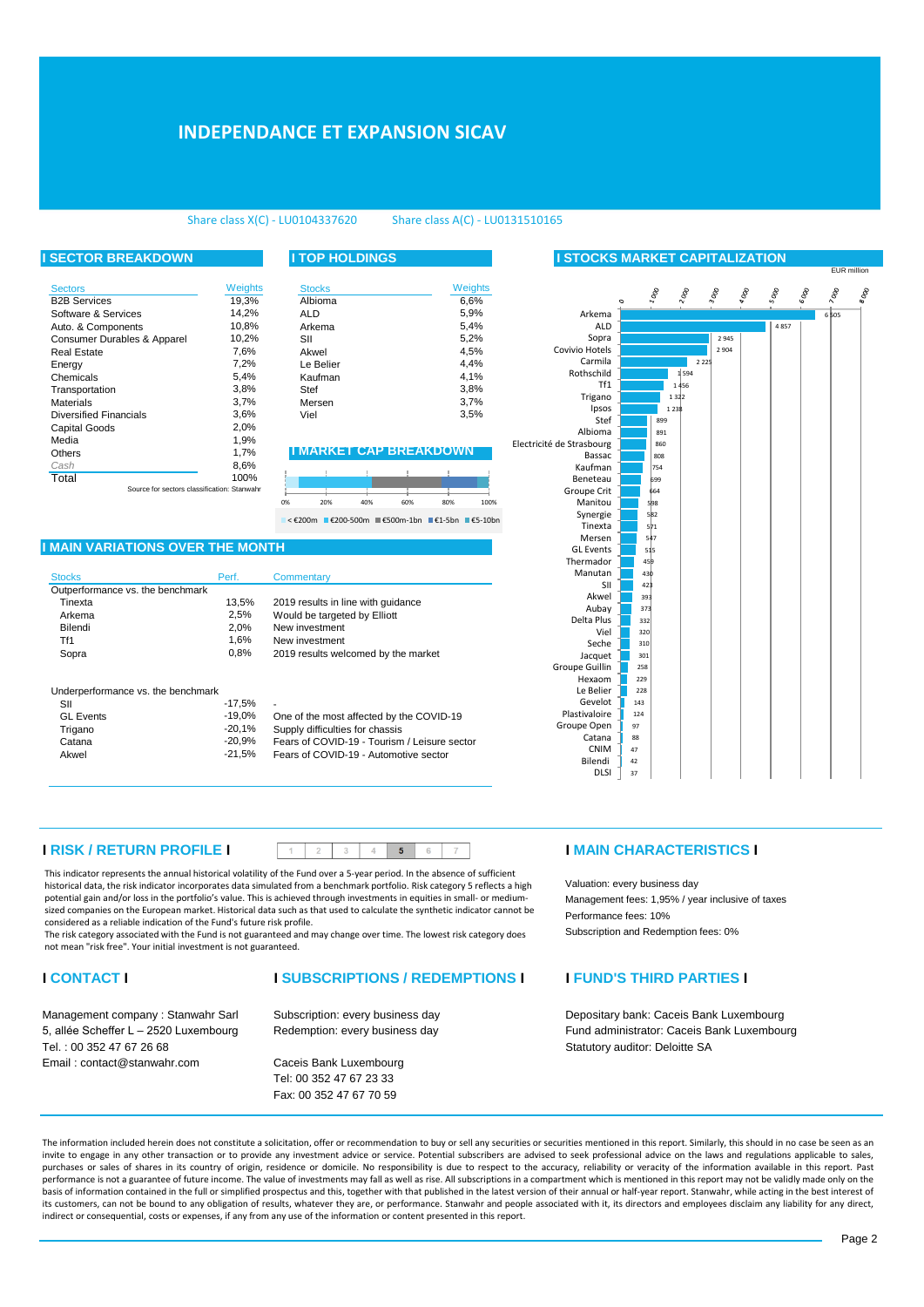# INDEPENDANCE ET EXPANSION SICAV

Share class X(C) - LU0104337620     Share class A(C) - LU0131510165

## SECTOR BREAKDOWN

| Sectors | Weights |
|---|---|
| B2B Services | 19,3% |
| Software & Services | 14,2% |
| Auto. & Components | 10,8% |
| Consumer Durables & Apparel | 10,2% |
| Real Estate | 7,6% |
| Energy | 7,2% |
| Chemicals | 5,4% |
| Transportation | 3,8% |
| Materials | 3,7% |
| Diversified Financials | 3,6% |
| Capital Goods | 2,0% |
| Media | 1,9% |
| Others | 1,7% |
| *Cash* | 8,6% |
| Total | 100% |

Source for sectors classification: Stanwahr

## TOP HOLDINGS

| Stocks | Weights |
|---|---|
| Albioma | 6,6% |
| ALD | 5,9% |
| Arkema | 5,4% |
| SII | 5,2% |
| Akwel | 4,5% |
| Le Belier | 4,4% |
| Kaufman | 4,1% |
| Stef | 3,8% |
| Mersen | 3,7% |
| Viel | 3,5% |

## MARKET CAP BREAKDOWN

0% 20% 40% 60% 80% 100%

< €200m ■ €200-500m ■ €500m-1bn ■ €1-5bn ■ €5-10bn

## STOCKS MARKET CAPITALIZATION

EUR million

0 1 000 2 000 3 000 4 000 5 000 6 000 7 000 8 000

Arkema 6 505
ALD 4 857
Sopra 2 945
Covivio Hotels 2 904
Carmila 2 225
Rothschild 1 594
Tf1 1 456
Trigano 1 322
Ipsos 1 238
Stef 899
Albioma 891
Electricité de Strasbourg 860
Bassac 808
Kaufman 754
Beneteau 699
Groupe Crit 664
Manitou 598
Synergie 582
Tinexta 571
Mersen 547
GL Events 515
Thermador 459
Manutan 430
SII 423
Akwel 393
Aubay 373
Delta Plus 332
Viel 320
Seche 310
Jacquet 301
Groupe Guillin 258
Hexaom 229
Le Belier 228
Gevelot 143
Plastivaloire 124
Groupe Open 97
Catana 88
CNIM 47
Bilendi 42
DLSI 37

## MAIN VARIATIONS OVER THE MONTH

| Stocks | Perf. | Commentary |
|---|---|---|
| Outperformance vs. the benchmark | | |
| Tinexta | 13,5% | 2019 results in line with guidance |
| Arkema | 2,5% | Would be targeted by Elliott |
| Bilendi | 2,0% | New investment |
| Tf1 | 1,6% | New investment |
| Sopra | 0,8% | 2019 results welcomed by the market |
| Underperformance vs. the benchmark | | |
| SII | -17,5% | - |
| GL Events | -19,0% | One of the most affected by the COVID-19 |
| Trigano | -20,1% | Supply difficulties for chassis |
| Catana | -20,9% | Fears of COVID-19 - Tourism / Leisure sector |
| Akwel | -21,5% | Fears of COVID-19 - Automotive sector |

## RISK / RETURN PROFILE

1 2 3 4 **5** 6 7

This indicator represents the annual historical volatility of the Fund over a 5-year period. In the absence of sufficient historical data, the risk indicator incorporates data simulated from a benchmark portfolio. Risk category 5 reflects a high potential gain and/or loss in the portfolio's value. This is achieved through investments in equities in small- or medium-sized companies on the European market. Historical data such as that used to calculate the synthetic indicator cannot be considered as a reliable indication of the Fund's future risk profile.
The risk category associated with the Fund is not guaranteed and may change over time. The lowest risk category does not mean "risk free". Your initial investment is not guaranteed.

## MAIN CHARACTERISTICS

Valuation: every business day
Management fees: 1,95% / year inclusive of taxes
Performance fees: 10%
Subscription and Redemption fees: 0%

## CONTACT

Management company : Stanwahr Sarl
5, allée Scheffer L – 2520 Luxembourg
Tel. : 00 352 47 67 26 68
Email : contact@stanwahr.com

## SUBSCRIPTIONS / REDEMPTIONS

Subscription: every business day
Redemption: every business day

Caceis Bank Luxembourg
Tel: 00 352 47 67 23 33
Fax: 00 352 47 67 70 59

## FUND'S THIRD PARTIES

Depositary bank: Caceis Bank Luxembourg
Fund administrator: Caceis Bank Luxembourg
Statutory auditor: Deloitte SA

The information included herein does not constitute a solicitation, offer or recommendation to buy or sell any securities or securities mentioned in this report. Similarly, this should in no case be seen as an invite to engage in any other transaction or to provide any investment advice or service. Potential subscribers are advised to seek professional advice on the laws and regulations applicable to sales, purchases or sales of shares in its country of origin, residence or domicile. No responsibility is due to respect to the accuracy, reliability or veracity of the information available in this report. Past performance is not a guarantee of future income. The value of investments may fall as well as rise. All subscriptions in a compartment which is mentioned in this report may not be validly made only on the basis of information contained in the full or simplified prospectus and this, together with that published in the latest version of their annual or half-year report. Stanwahr, while acting in the best interest of its customers, can not be bound to any obligation of results, whatever they are, or performance. Stanwahr and people associated with it, its directors and employees disclaim any liability for any direct, indirect or consequential, costs or expenses, if any from any use of the information or content presented in this report.